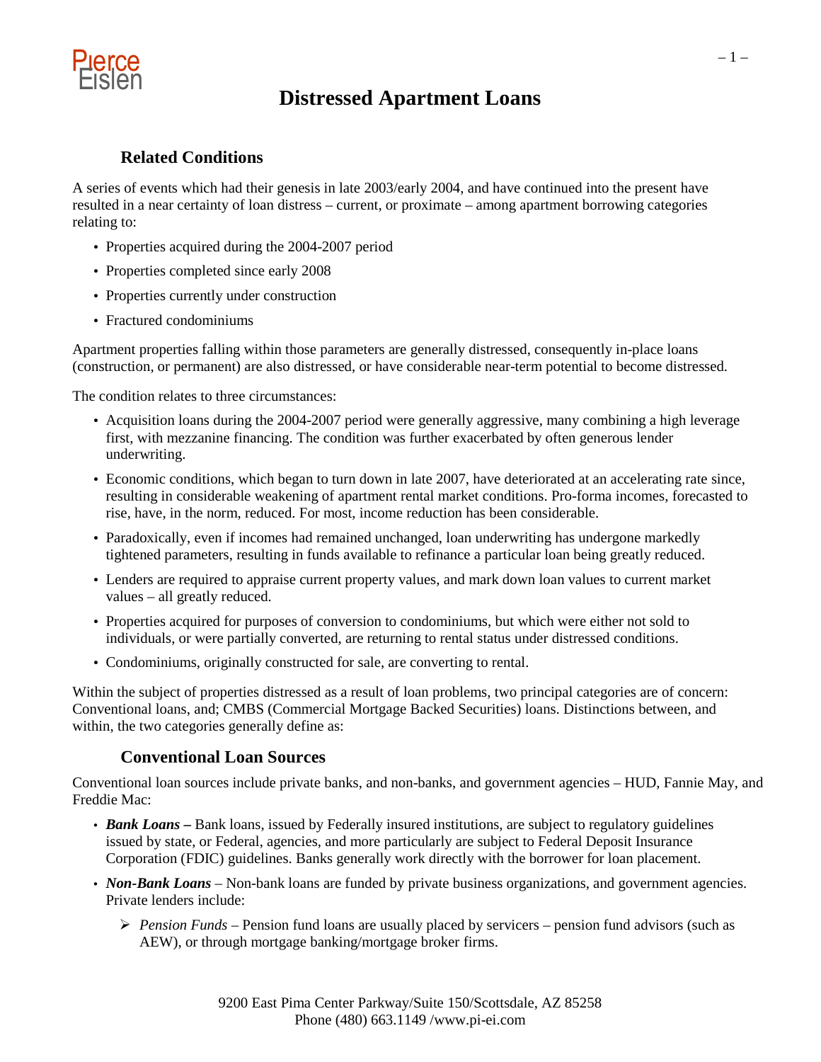# Distressed Apartment Loans

## Related Conditions

A series of events which had their genesis in late 2003/early 2004, and have continued into the present have resulted in a near certainty of loan distress – current, or proximate – among apartment borrowing categories relating to:

- Properties acquired during the 2004-2007 period
- Properties completed since early 2008
- Properties currently under construction
- Fractured condominiums

Apartment properties falling within those parameters are generally distressed, consequently in-place loans (construction, or permanent) are also distressed, or have considerable near-term potential to become distressed.

The condition relates to three circumstances:

- Acquisition loans during the 2004-2007 period were generally aggressive, many combining a high leverage first, with mezzanine financing. The condition was further exacerbated by often generous lender underwriting.
- Economic conditions, which began to turn down in late 2007, have deteriorated at an accelerating rate since, resulting in considerable weakening of apartment rental market conditions. Pro-forma incomes, forecasted to rise, have, in the norm, reduced. For most, income reduction has been considerable.
- Paradoxically, even if incomes had remained unchanged, loan underwriting has undergone markedly tightened parameters, resulting in funds available to refinance a particular loan being greatly reduced.
- Lenders are required to appraise current property values, and mark down loan values to current market values – all greatly reduced.
- Properties acquired for purposes of conversion to condominiums, but which were either not sold to individuals, or were partially converted, are returning to rental status under distressed conditions.
- Condominiums, originally constructed for sale, are converting to rental.

Within the subject of properties distressed as a result of loan problems, two principal categories are of concern: Conventional loans, and; CMBS (Commercial Mortgage Backed Securities) loans. Distinctions between, and within, the two categories generally define as:

## Conventional Loan Sources

Conventional loan sources include private banks, and non-banks, and government agencies – HUD, Fannie May, and Freddie Mac:

- ***Bank Loans –*** Bank loans, issued by Federally insured institutions, are subject to regulatory guidelines issued by state, or Federal, agencies, and more particularly are subject to Federal Deposit Insurance Corporation (FDIC) guidelines. Banks generally work directly with the borrower for loan placement.
- ***Non-Bank Loans*** – Non-bank loans are funded by private business organizations, and government agencies. Private lenders include:
  - *Pension Funds* – Pension fund loans are usually placed by servicers – pension fund advisors (such as AEW), or through mortgage banking/mortgage broker firms.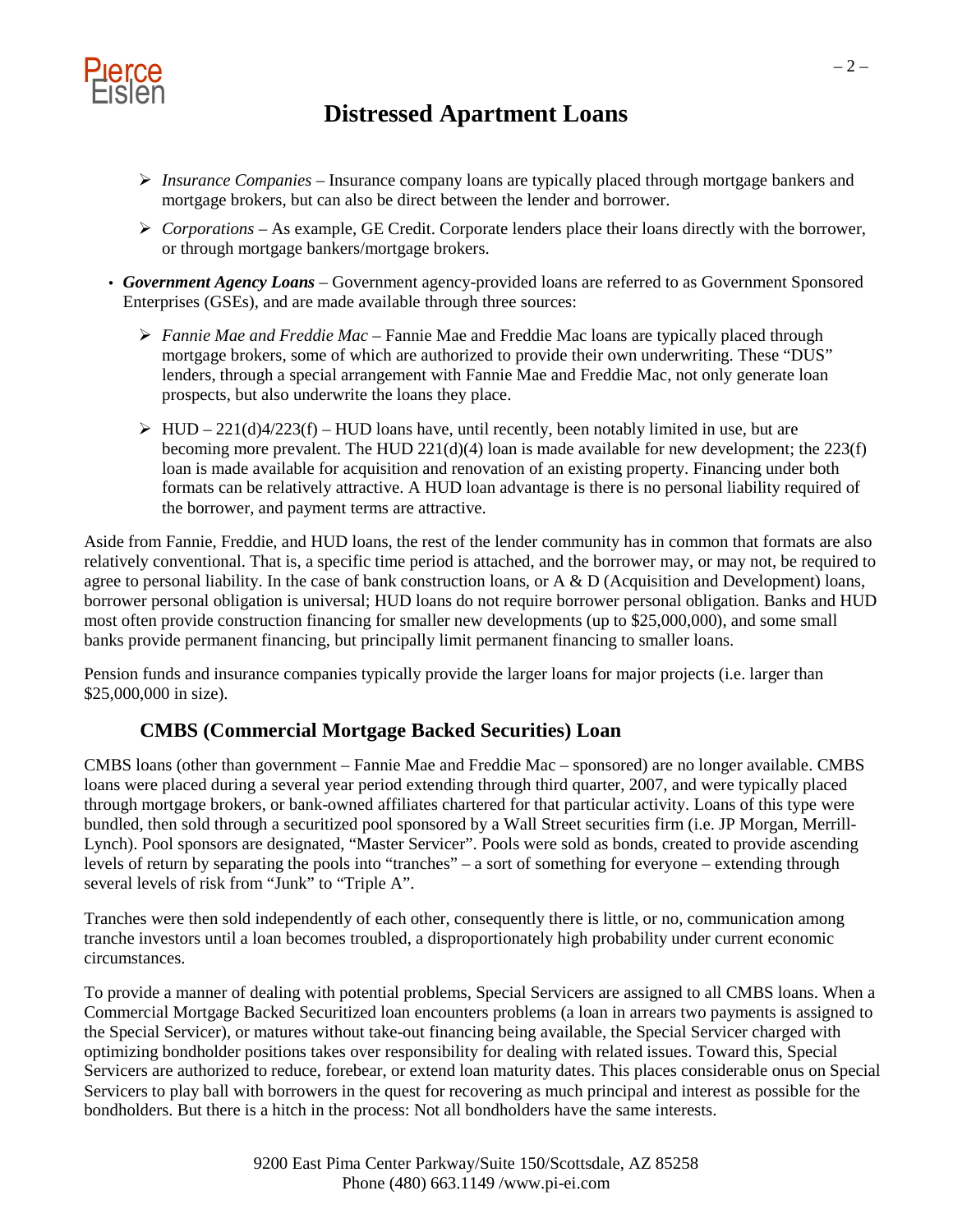- *Insurance Companies* – Insurance company loans are typically placed through mortgage bankers and mortgage brokers, but can also be direct between the lender and borrower.
- *Corporations* – As example, GE Credit. Corporate lenders place their loans directly with the borrower, or through mortgage bankers/mortgage brokers.

- ***Government Agency Loans*** – Government agency-provided loans are referred to as Government Sponsored Enterprises (GSEs), and are made available through three sources:
  - *Fannie Mae and Freddie Mac* – Fannie Mae and Freddie Mac loans are typically placed through mortgage brokers, some of which are authorized to provide their own underwriting. These "DUS" lenders, through a special arrangement with Fannie Mae and Freddie Mac, not only generate loan prospects, but also underwrite the loans they place.
  - HUD – 221(d)4/223(f) – HUD loans have, until recently, been notably limited in use, but are becoming more prevalent. The HUD 221(d)(4) loan is made available for new development; the 223(f) loan is made available for acquisition and renovation of an existing property. Financing under both formats can be relatively attractive. A HUD loan advantage is there is no personal liability required of the borrower, and payment terms are attractive.

Aside from Fannie, Freddie, and HUD loans, the rest of the lender community has in common that formats are also relatively conventional. That is, a specific time period is attached, and the borrower may, or may not, be required to agree to personal liability. In the case of bank construction loans, or A & D (Acquisition and Development) loans, borrower personal obligation is universal; HUD loans do not require borrower personal obligation. Banks and HUD most often provide construction financing for smaller new developments (up to $25,000,000), and some small banks provide permanent financing, but principally limit permanent financing to smaller loans.

Pension funds and insurance companies typically provide the larger loans for major projects (i.e. larger than $25,000,000 in size).

## CMBS (Commercial Mortgage Backed Securities) Loan

CMBS loans (other than government – Fannie Mae and Freddie Mac – sponsored) are no longer available. CMBS loans were placed during a several year period extending through third quarter, 2007, and were typically placed through mortgage brokers, or bank-owned affiliates chartered for that particular activity. Loans of this type were bundled, then sold through a securitized pool sponsored by a Wall Street securities firm (i.e. JP Morgan, Merrill-Lynch). Pool sponsors are designated, "Master Servicer". Pools were sold as bonds, created to provide ascending levels of return by separating the pools into "tranches" – a sort of something for everyone – extending through several levels of risk from "Junk" to "Triple A".

Tranches were then sold independently of each other, consequently there is little, or no, communication among tranche investors until a loan becomes troubled, a disproportionately high probability under current economic circumstances.

To provide a manner of dealing with potential problems, Special Servicers are assigned to all CMBS loans. When a Commercial Mortgage Backed Securitized loan encounters problems (a loan in arrears two payments is assigned to the Special Servicer), or matures without take-out financing being available, the Special Servicer charged with optimizing bondholder positions takes over responsibility for dealing with related issues. Toward this, Special Servicers are authorized to reduce, forebear, or extend loan maturity dates. This places considerable onus on Special Servicers to play ball with borrowers in the quest for recovering as much principal and interest as possible for the bondholders. But there is a hitch in the process: Not all bondholders have the same interests.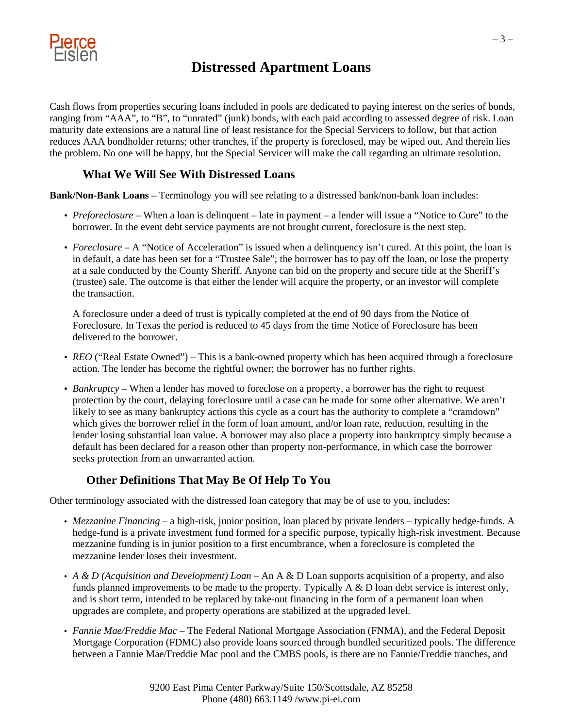# Distressed Apartment Loans

Cash flows from properties securing loans included in pools are dedicated to paying interest on the series of bonds, ranging from "AAA", to "B", to "unrated" (junk) bonds, with each paid according to assessed degree of risk. Loan maturity date extensions are a natural line of least resistance for the Special Servicers to follow, but that action reduces AAA bondholder returns; other tranches, if the property is foreclosed, may be wiped out. And therein lies the problem. No one will be happy, but the Special Servicer will make the call regarding an ultimate resolution.

## What We Will See With Distressed Loans

**Bank/Non-Bank Loans** – Terminology you will see relating to a distressed bank/non-bank loan includes:

- *Preforeclosure* – When a loan is delinquent – late in payment – a lender will issue a "Notice to Cure" to the borrower. In the event debt service payments are not brought current, foreclosure is the next step.
- *Foreclosure* – A "Notice of Acceleration" is issued when a delinquency isn't cured. At this point, the loan is in default, a date has been set for a "Trustee Sale"; the borrower has to pay off the loan, or lose the property at a sale conducted by the County Sheriff. Anyone can bid on the property and secure title at the Sheriff's (trustee) sale. The outcome is that either the lender will acquire the property, or an investor will complete the transaction.

  A foreclosure under a deed of trust is typically completed at the end of 90 days from the Notice of Foreclosure. In Texas the period is reduced to 45 days from the time Notice of Foreclosure has been delivered to the borrower.
- *REO* ("Real Estate Owned") – This is a bank-owned property which has been acquired through a foreclosure action. The lender has become the rightful owner; the borrower has no further rights.
- *Bankruptcy* – When a lender has moved to foreclose on a property, a borrower has the right to request protection by the court, delaying foreclosure until a case can be made for some other alternative. We aren't likely to see as many bankruptcy actions this cycle as a court has the authority to complete a "cramdown" which gives the borrower relief in the form of loan amount, and/or loan rate, reduction, resulting in the lender losing substantial loan value. A borrower may also place a property into bankruptcy simply because a default has been declared for a reason other than property non-performance, in which case the borrower seeks protection from an unwarranted action.

## Other Definitions That May Be Of Help To You

Other terminology associated with the distressed loan category that may be of use to you, includes:

- *Mezzanine Financing* – a high-risk, junior position, loan placed by private lenders – typically hedge-funds. A hedge-fund is a private investment fund formed for a specific purpose, typically high-risk investment. Because mezzanine funding is in junior position to a first encumbrance, when a foreclosure is completed the mezzanine lender loses their investment.
- *A & D (Acquisition and Development) Loan* – An A & D Loan supports acquisition of a property, and also funds planned improvements to be made to the property. Typically A & D loan debt service is interest only, and is short term, intended to be replaced by take-out financing in the form of a permanent loan when upgrades are complete, and property operations are stabilized at the upgraded level.
- *Fannie Mae/Freddie Mac* – The Federal National Mortgage Association (FNMA), and the Federal Deposit Mortgage Corporation (FDMC) also provide loans sourced through bundled securitized pools. The difference between a Fannie Mae/Freddie Mac pool and the CMBS pools, is there are no Fannie/Freddie tranches, and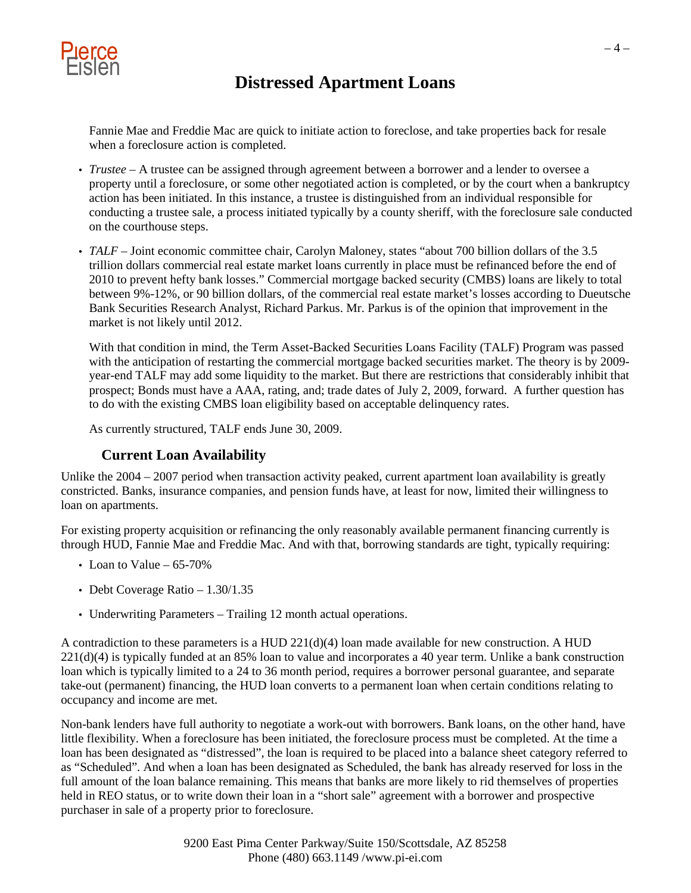Fannie Mae and Freddie Mac are quick to initiate action to foreclose, and take properties back for resale when a foreclosure action is completed.

- *Trustee* – A trustee can be assigned through agreement between a borrower and a lender to oversee a property until a foreclosure, or some other negotiated action is completed, or by the court when a bankruptcy action has been initiated. In this instance, a trustee is distinguished from an individual responsible for conducting a trustee sale, a process initiated typically by a county sheriff, with the foreclosure sale conducted on the courthouse steps.

- *TALF* – Joint economic committee chair, Carolyn Maloney, states "about 700 billion dollars of the 3.5 trillion dollars commercial real estate market loans currently in place must be refinanced before the end of 2010 to prevent hefty bank losses." Commercial mortgage backed security (CMBS) loans are likely to total between 9%-12%, or 90 billion dollars, of the commercial real estate market's losses according to Dueutsche Bank Securities Research Analyst, Richard Parkus. Mr. Parkus is of the opinion that improvement in the market is not likely until 2012.

  With that condition in mind, the Term Asset-Backed Securities Loans Facility (TALF) Program was passed with the anticipation of restarting the commercial mortgage backed securities market. The theory is by 2009-year-end TALF may add some liquidity to the market. But there are restrictions that considerably inhibit that prospect; Bonds must have a AAA, rating, and; trade dates of July 2, 2009, forward. A further question has to do with the existing CMBS loan eligibility based on acceptable delinquency rates.

  As currently structured, TALF ends June 30, 2009.

## Current Loan Availability

Unlike the 2004 – 2007 period when transaction activity peaked, current apartment loan availability is greatly constricted. Banks, insurance companies, and pension funds have, at least for now, limited their willingness to loan on apartments.

For existing property acquisition or refinancing the only reasonably available permanent financing currently is through HUD, Fannie Mae and Freddie Mac. And with that, borrowing standards are tight, typically requiring:

- Loan to Value – 65-70%
- Debt Coverage Ratio – 1.30/1.35
- Underwriting Parameters – Trailing 12 month actual operations.

A contradiction to these parameters is a HUD 221(d)(4) loan made available for new construction. A HUD 221(d)(4) is typically funded at an 85% loan to value and incorporates a 40 year term. Unlike a bank construction loan which is typically limited to a 24 to 36 month period, requires a borrower personal guarantee, and separate take-out (permanent) financing, the HUD loan converts to a permanent loan when certain conditions relating to occupancy and income are met.

Non-bank lenders have full authority to negotiate a work-out with borrowers. Bank loans, on the other hand, have little flexibility. When a foreclosure has been initiated, the foreclosure process must be completed. At the time a loan has been designated as "distressed", the loan is required to be placed into a balance sheet category referred to as "Scheduled". And when a loan has been designated as Scheduled, the bank has already reserved for loss in the full amount of the loan balance remaining. This means that banks are more likely to rid themselves of properties held in REO status, or to write down their loan in a "short sale" agreement with a borrower and prospective purchaser in sale of a property prior to foreclosure.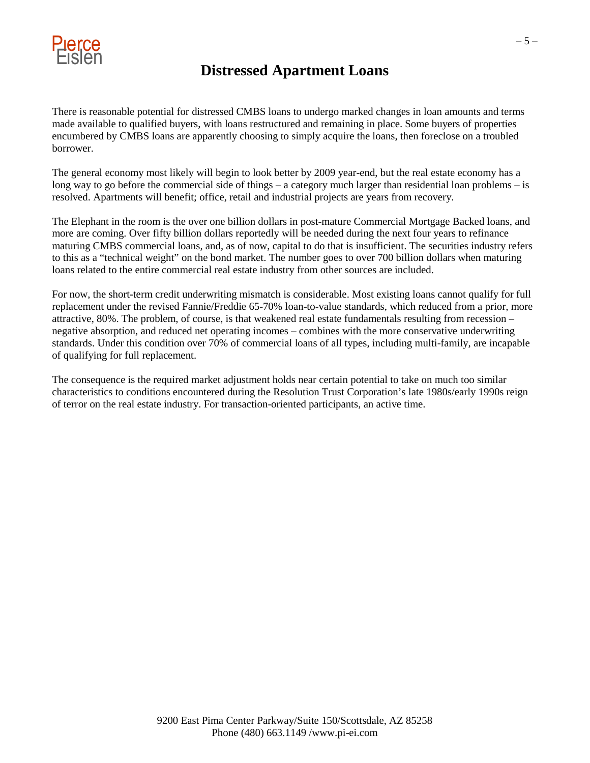# Distressed Apartment Loans

There is reasonable potential for distressed CMBS loans to undergo marked changes in loan amounts and terms made available to qualified buyers, with loans restructured and remaining in place. Some buyers of properties encumbered by CMBS loans are apparently choosing to simply acquire the loans, then foreclose on a troubled borrower.

The general economy most likely will begin to look better by 2009 year-end, but the real estate economy has a long way to go before the commercial side of things – a category much larger than residential loan problems – is resolved. Apartments will benefit; office, retail and industrial projects are years from recovery.

The Elephant in the room is the over one billion dollars in post-mature Commercial Mortgage Backed loans, and more are coming. Over fifty billion dollars reportedly will be needed during the next four years to refinance maturing CMBS commercial loans, and, as of now, capital to do that is insufficient. The securities industry refers to this as a "technical weight" on the bond market. The number goes to over 700 billion dollars when maturing loans related to the entire commercial real estate industry from other sources are included.

For now, the short-term credit underwriting mismatch is considerable. Most existing loans cannot qualify for full replacement under the revised Fannie/Freddie 65-70% loan-to-value standards, which reduced from a prior, more attractive, 80%. The problem, of course, is that weakened real estate fundamentals resulting from recession – negative absorption, and reduced net operating incomes – combines with the more conservative underwriting standards. Under this condition over 70% of commercial loans of all types, including multi-family, are incapable of qualifying for full replacement.

The consequence is the required market adjustment holds near certain potential to take on much too similar characteristics to conditions encountered during the Resolution Trust Corporation's late 1980s/early 1990s reign of terror on the real estate industry. For transaction-oriented participants, an active time.